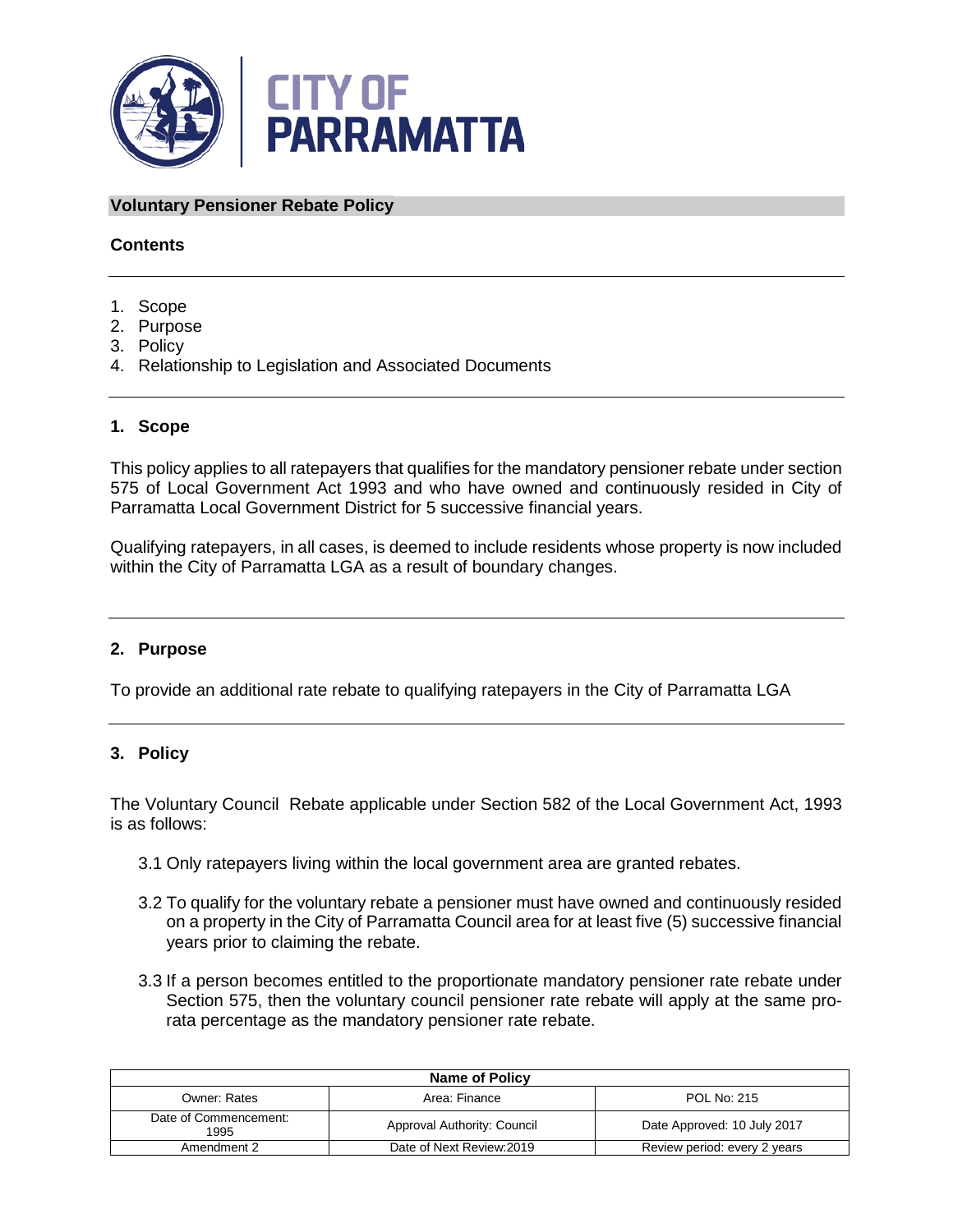# Voluntary Pensioner Rebate Policy

## Contents

1. Scope
2. Purpose
3. Policy
4. Relationship to Legislation and Associated Documents

## 1. Scope

This policy applies to all ratepayers that qualifies for the mandatory pensioner rebate under section 575 of Local Government Act 1993 and who have owned and continuously resided in City of Parramatta Local Government District for 5 successive financial years.

Qualifying ratepayers, in all cases, is deemed to include residents whose property is now included within the City of Parramatta LGA as a result of boundary changes.

## 2. Purpose

To provide an additional rate rebate to qualifying ratepayers in the City of Parramatta LGA

## 3. Policy

The Voluntary Council Rebate applicable under Section 582 of the Local Government Act, 1993 is as follows:

3.1 Only ratepayers living within the local government area are granted rebates.

3.2 To qualify for the voluntary rebate a pensioner must have owned and continuously resided on a property in the City of Parramatta Council area for at least five (5) successive financial years prior to claiming the rebate.

3.3 If a person becomes entitled to the proportionate mandatory pensioner rate rebate under Section 575, then the voluntary council pensioner rate rebate will apply at the same pro-rata percentage as the mandatory pensioner rate rebate.

| Name of Policy | | |
|---|---|---|
| Owner: Rates | Area: Finance | POL No: 215 |
| Date of Commencement: 1995 | Approval Authority: Council | Date Approved: 10 July 2017 |
| Amendment 2 | Date of Next Review:2019 | Review period: every 2 years |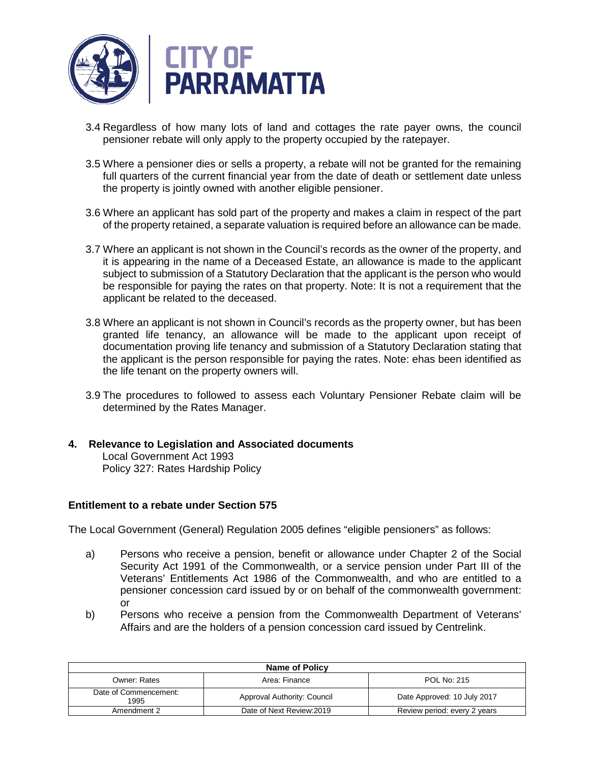3.4 Regardless of how many lots of land and cottages the rate payer owns, the council pensioner rebate will only apply to the property occupied by the ratepayer.

3.5 Where a pensioner dies or sells a property, a rebate will not be granted for the remaining full quarters of the current financial year from the date of death or settlement date unless the property is jointly owned with another eligible pensioner.

3.6 Where an applicant has sold part of the property and makes a claim in respect of the part of the property retained, a separate valuation is required before an allowance can be made.

3.7 Where an applicant is not shown in the Council's records as the owner of the property, and it is appearing in the name of a Deceased Estate, an allowance is made to the applicant subject to submission of a Statutory Declaration that the applicant is the person who would be responsible for paying the rates on that property. Note: It is not a requirement that the applicant be related to the deceased.

3.8 Where an applicant is not shown in Council's records as the property owner, but has been granted life tenancy, an allowance will be made to the applicant upon receipt of documentation proving life tenancy and submission of a Statutory Declaration stating that the applicant is the person responsible for paying the rates. Note: ehas been identified as the life tenant on the property owners will.

3.9 The procedures to followed to assess each Voluntary Pensioner Rebate claim will be determined by the Rates Manager.

## 4. Relevance to Legislation and Associated documents

Local Government Act 1993
Policy 327: Rates Hardship Policy

### Entitlement to a rebate under Section 575

The Local Government (General) Regulation 2005 defines "eligible pensioners" as follows:

a) Persons who receive a pension, benefit or allowance under Chapter 2 of the Social Security Act 1991 of the Commonwealth, or a service pension under Part III of the Veterans' Entitlements Act 1986 of the Commonwealth, and who are entitled to a pensioner concession card issued by or on behalf of the commonwealth government: or

b) Persons who receive a pension from the Commonwealth Department of Veterans' Affairs and are the holders of a pension concession card issued by Centrelink.

| Name of Policy | | |
| --- | --- | --- |
| Owner: Rates | Area: Finance | POL No: 215 |
| Date of Commencement: 1995 | Approval Authority: Council | Date Approved: 10 July 2017 |
| Amendment 2 | Date of Next Review:2019 | Review period: every 2 years |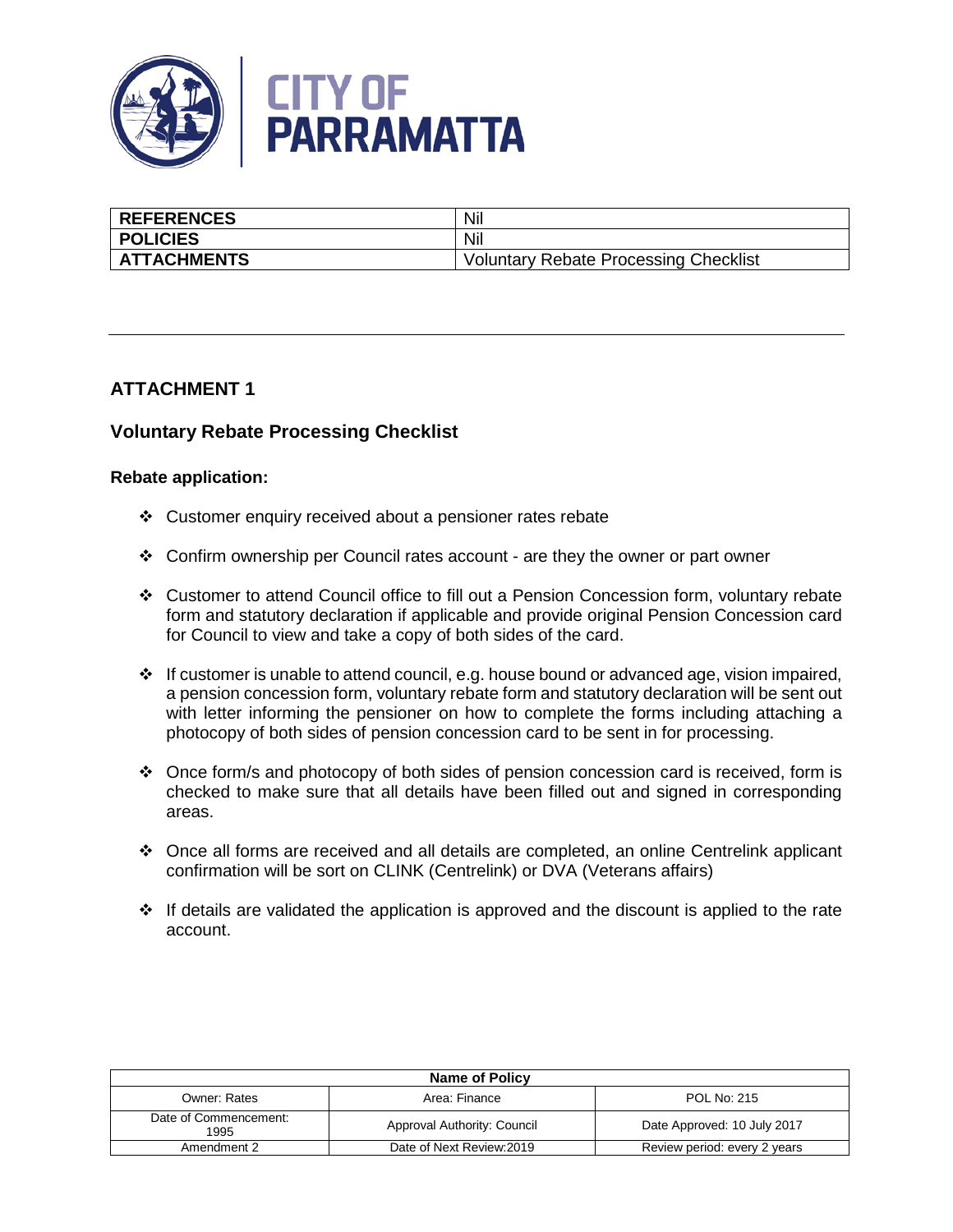| | |
|---|---|
| **REFERENCES** | Nil |
| **POLICIES** | Nil |
| **ATTACHMENTS** | Voluntary Rebate Processing Checklist |

---

## ATTACHMENT 1

### Voluntary Rebate Processing Checklist

**Rebate application:**

- ❖ Customer enquiry received about a pensioner rates rebate
- ❖ Confirm ownership per Council rates account - are they the owner or part owner
- ❖ Customer to attend Council office to fill out a Pension Concession form, voluntary rebate form and statutory declaration if applicable and provide original Pension Concession card for Council to view and take a copy of both sides of the card.
- ❖ If customer is unable to attend council, e.g. house bound or advanced age, vision impaired, a pension concession form, voluntary rebate form and statutory declaration will be sent out with letter informing the pensioner on how to complete the forms including attaching a photocopy of both sides of pension concession card to be sent in for processing.
- ❖ Once form/s and photocopy of both sides of pension concession card is received, form is checked to make sure that all details have been filled out and signed in corresponding areas.
- ❖ Once all forms are received and all details are completed, an online Centrelink applicant confirmation will be sort on CLINK (Centrelink) or DVA (Veterans affairs)
- ❖ If details are validated the application is approved and the discount is applied to the rate account.

| Name of Policy | | |
|---|---|---|
| Owner: Rates | Area: Finance | POL No: 215 |
| Date of Commencement: 1995 | Approval Authority: Council | Date Approved: 10 July 2017 |
| Amendment 2 | Date of Next Review:2019 | Review period: every 2 years |